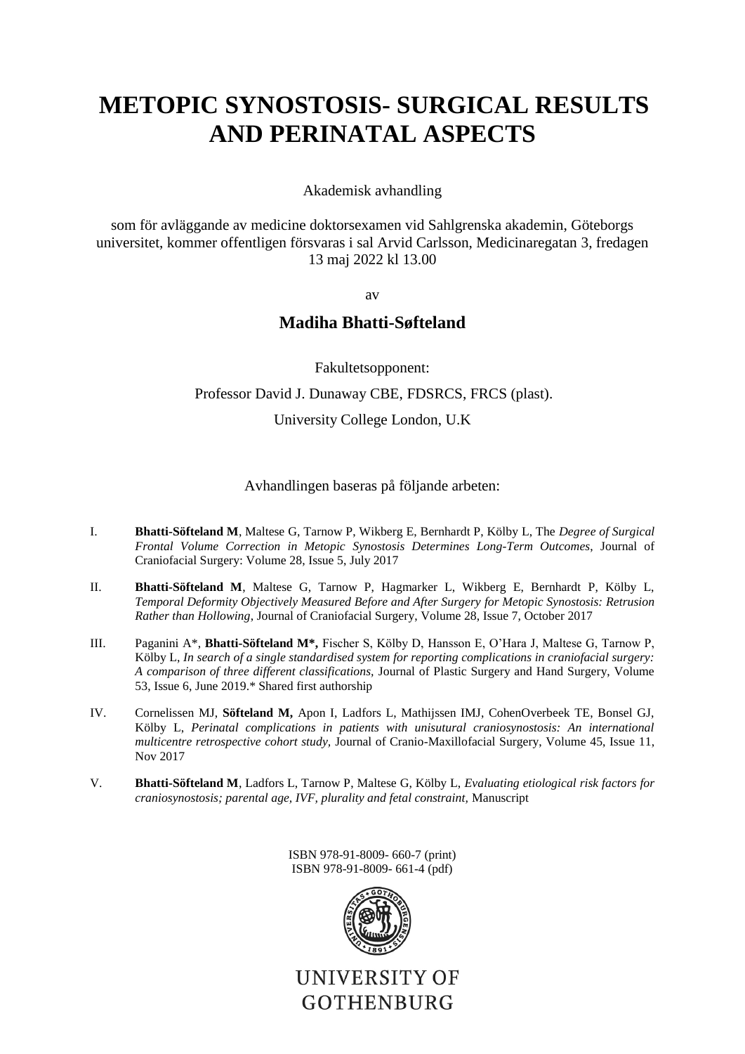# METOPIC SYNOSTOSIS- SURGICAL RESULTS AND PERINATAL ASPECTS

Akademisk avhandling

som för avläggande av medicine doktorsexamen vid Sahlgrenska akademin, Göteborgs universitet, kommer offentligen försvaras i sal Arvid Carlsson, Medicinaregatan 3, fredagen 13 maj 2022 kl 13.00

av

**Madiha Bhatti-Søfteland**

Fakultetsopponent:

Professor David J. Dunaway CBE, FDSRCS, FRCS (plast).

University College London, U.K

Avhandlingen baseras på följande arbeten:

I. **Bhatti-Söfteland M**, Maltese G, Tarnow P, Wikberg E, Bernhardt P, Kölby L, The *Degree of Surgical Frontal Volume Correction in Metopic Synostosis Determines Long-Term Outcomes*, Journal of Craniofacial Surgery: Volume 28, Issue 5, July 2017

II. **Bhatti-Söfteland M**, Maltese G, Tarnow P, Hagmarker L, Wikberg E, Bernhardt P, Kölby L, *Temporal Deformity Objectively Measured Before and After Surgery for Metopic Synostosis: Retrusion Rather than Hollowing*, Journal of Craniofacial Surgery, Volume 28, Issue 7, October 2017

III. Paganini A*, **Bhatti-Söfteland M*,** Fischer S, Kölby D, Hansson E, O'Hara J, Maltese G, Tarnow P, Kölby L, *In search of a single standardised system for reporting complications in craniofacial surgery: A comparison of three different classifications,* Journal of Plastic Surgery and Hand Surgery, Volume 53, Issue 6, June 2019.* Shared first authorship

IV. Cornelissen MJ, **Söfteland M,** Apon I, Ladfors L, Mathijssen IMJ, CohenOverbeek TE, Bonsel GJ, Kölby L, *Perinatal complications in patients with unisutural craniosynostosis: An international multicentre retrospective cohort study,* Journal of Cranio-Maxillofacial Surgery, Volume 45, Issue 11, Nov 2017

V. **Bhatti-Söfteland M**, Ladfors L, Tarnow P, Maltese G, Kölby L, *Evaluating etiological risk factors for craniosynostosis; parental age, IVF, plurality and fetal constraint,* Manuscript

ISBN 978-91-8009- 660-7 (print)
ISBN 978-91-8009- 661-4 (pdf)

UNIVERSITY OF GOTHENBURG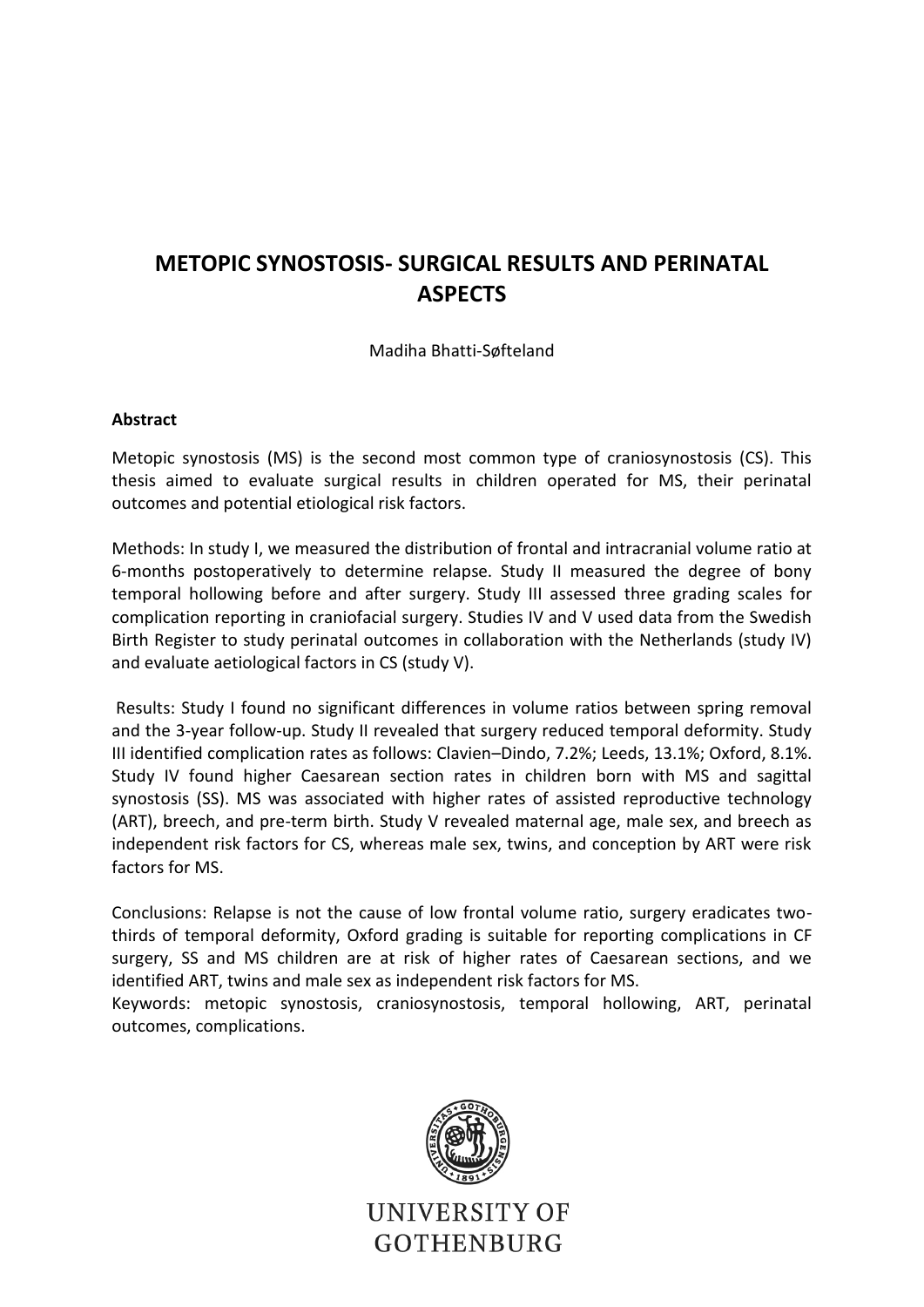# METOPIC SYNOSTOSIS- SURGICAL RESULTS AND PERINATAL ASPECTS

Madiha Bhatti-Søfteland

**Abstract**

Metopic synostosis (MS) is the second most common type of craniosynostosis (CS). This thesis aimed to evaluate surgical results in children operated for MS, their perinatal outcomes and potential etiological risk factors.

Methods: In study I, we measured the distribution of frontal and intracranial volume ratio at 6-months postoperatively to determine relapse. Study II measured the degree of bony temporal hollowing before and after surgery. Study III assessed three grading scales for complication reporting in craniofacial surgery. Studies IV and V used data from the Swedish Birth Register to study perinatal outcomes in collaboration with the Netherlands (study IV) and evaluate aetiological factors in CS (study V).

Results: Study I found no significant differences in volume ratios between spring removal and the 3-year follow-up. Study II revealed that surgery reduced temporal deformity. Study III identified complication rates as follows: Clavien–Dindo, 7.2%; Leeds, 13.1%; Oxford, 8.1%. Study IV found higher Caesarean section rates in children born with MS and sagittal synostosis (SS). MS was associated with higher rates of assisted reproductive technology (ART), breech, and pre-term birth. Study V revealed maternal age, male sex, and breech as independent risk factors for CS, whereas male sex, twins, and conception by ART were risk factors for MS.

Conclusions: Relapse is not the cause of low frontal volume ratio, surgery eradicates two-thirds of temporal deformity, Oxford grading is suitable for reporting complications in CF surgery, SS and MS children are at risk of higher rates of Caesarean sections, and we identified ART, twins and male sex as independent risk factors for MS.

Keywords: metopic synostosis, craniosynostosis, temporal hollowing, ART, perinatal outcomes, complications.

UNIVERSITY OF GOTHENBURG